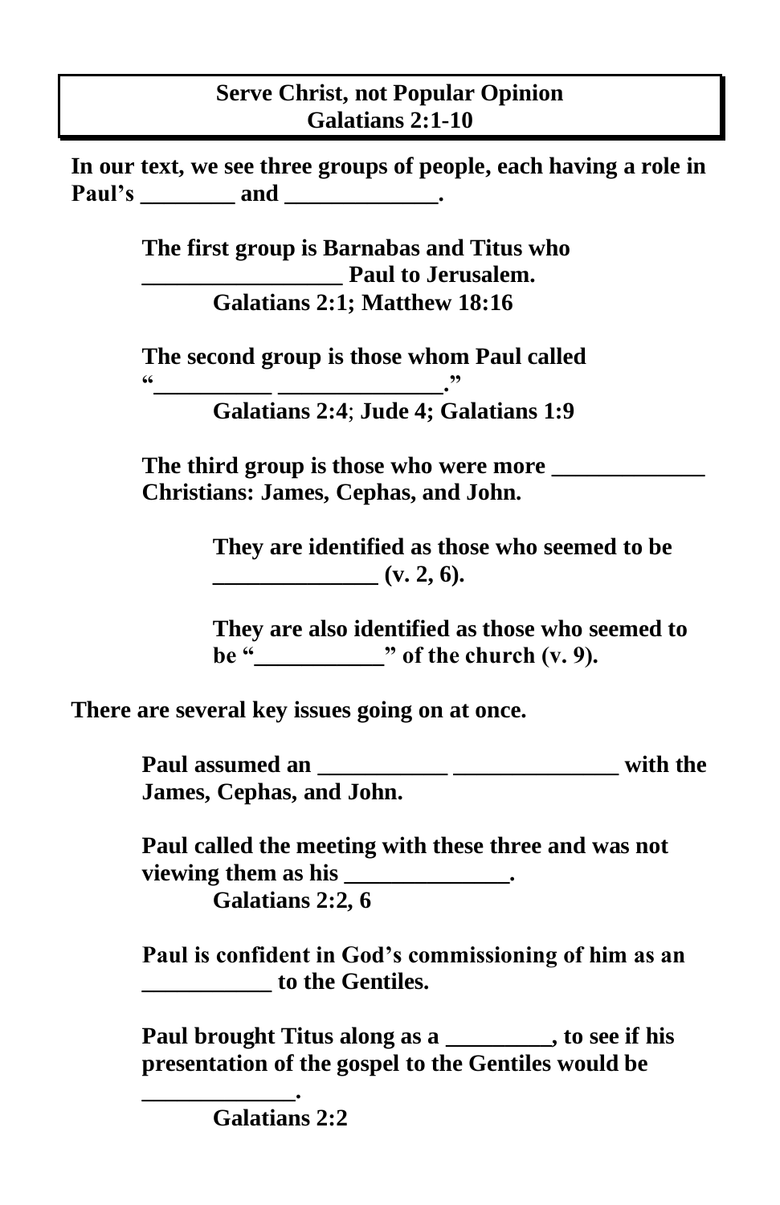# Serve Christ, not Popular Opinion
## Galatians 2:1-10

**In our text, we see three groups of people, each having a role in Paul's ________ and _____________.**

**The first group is Barnabas and Titus who _________________ Paul to Jerusalem.**

**Galatians 2:1; Matthew 18:16**

**The second group is those whom Paul called "__________ ______________."**

**Galatians 2:4; Jude 4; Galatians 1:9**

**The third group is those who were more _____________ Christians: James, Cephas, and John.**

**They are identified as those who seemed to be ______________ (v. 2, 6).**

**They are also identified as those who seemed to be "___________" of the church (v. 9).**

**There are several key issues going on at once.**

**Paul assumed an ___________ ______________ with the James, Cephas, and John.**

**Paul called the meeting with these three and was not viewing them as his ______________.**

**Galatians 2:2, 6**

**Paul is confident in God's commissioning of him as an ___________ to the Gentiles.**

**Paul brought Titus along as a _________, to see if his presentation of the gospel to the Gentiles would be _____________.**

**Galatians 2:2**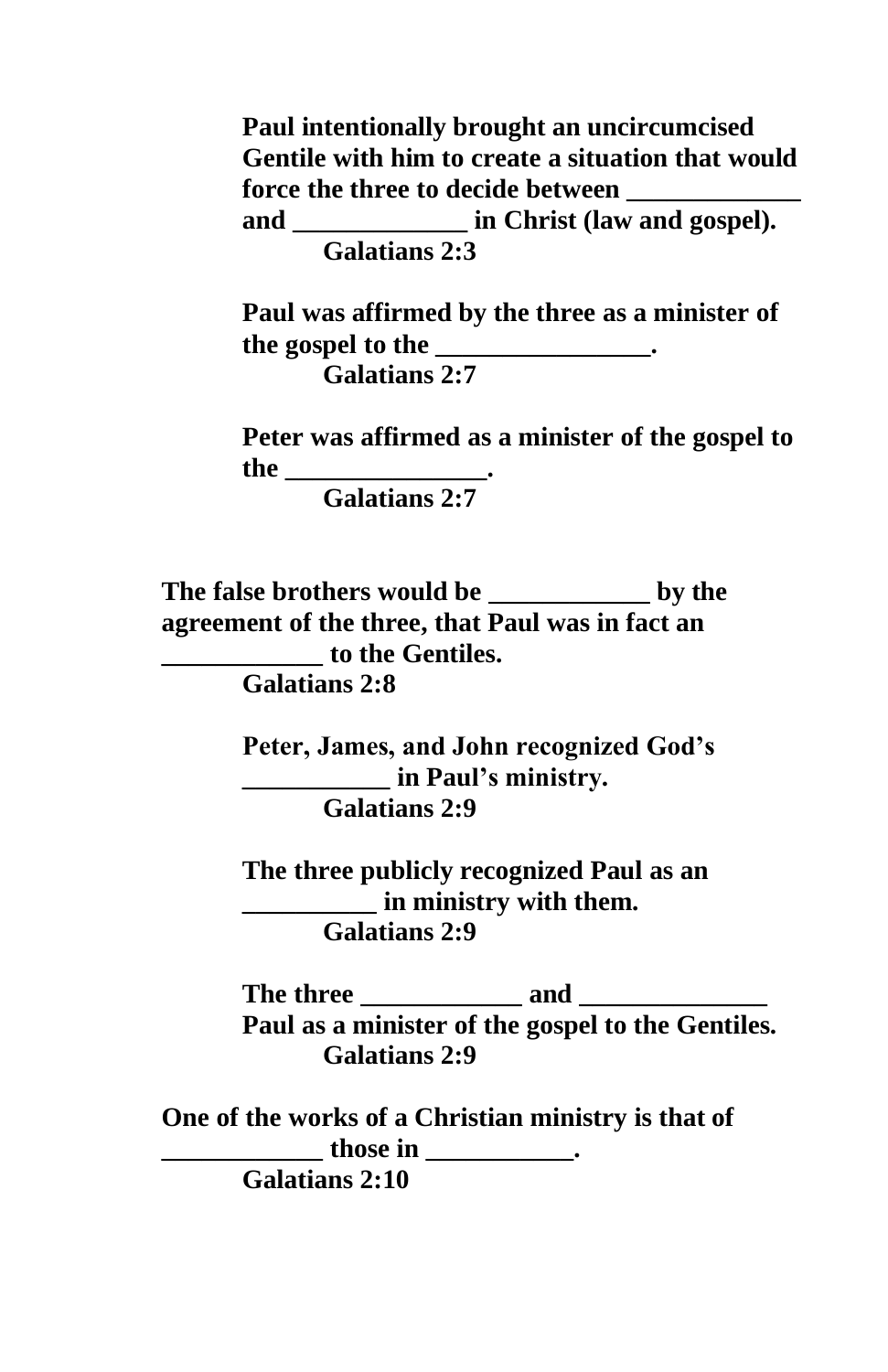**Paul intentionally brought an uncircumcised Gentile with him to create a situation that would force the three to decide between _____________ and _____________ in Christ (law and gospel).**
**Galatians 2:3**

**Paul was affirmed by the three as a minister of the gospel to the ________________.**
**Galatians 2:7**

**Peter was affirmed as a minister of the gospel to the _______________.**
**Galatians 2:7**

**The false brothers would be ____________ by the agreement of the three, that Paul was in fact an ____________ to the Gentiles.**
**Galatians 2:8**

**Peter, James, and John recognized God's ___________ in Paul's ministry.**
**Galatians 2:9**

**The three publicly recognized Paul as an __________ in ministry with them.**
**Galatians 2:9**

**The three ____________ and ______________ Paul as a minister of the gospel to the Gentiles.**
**Galatians 2:9**

**One of the works of a Christian ministry is that of ____________ those in ___________.**
**Galatians 2:10**